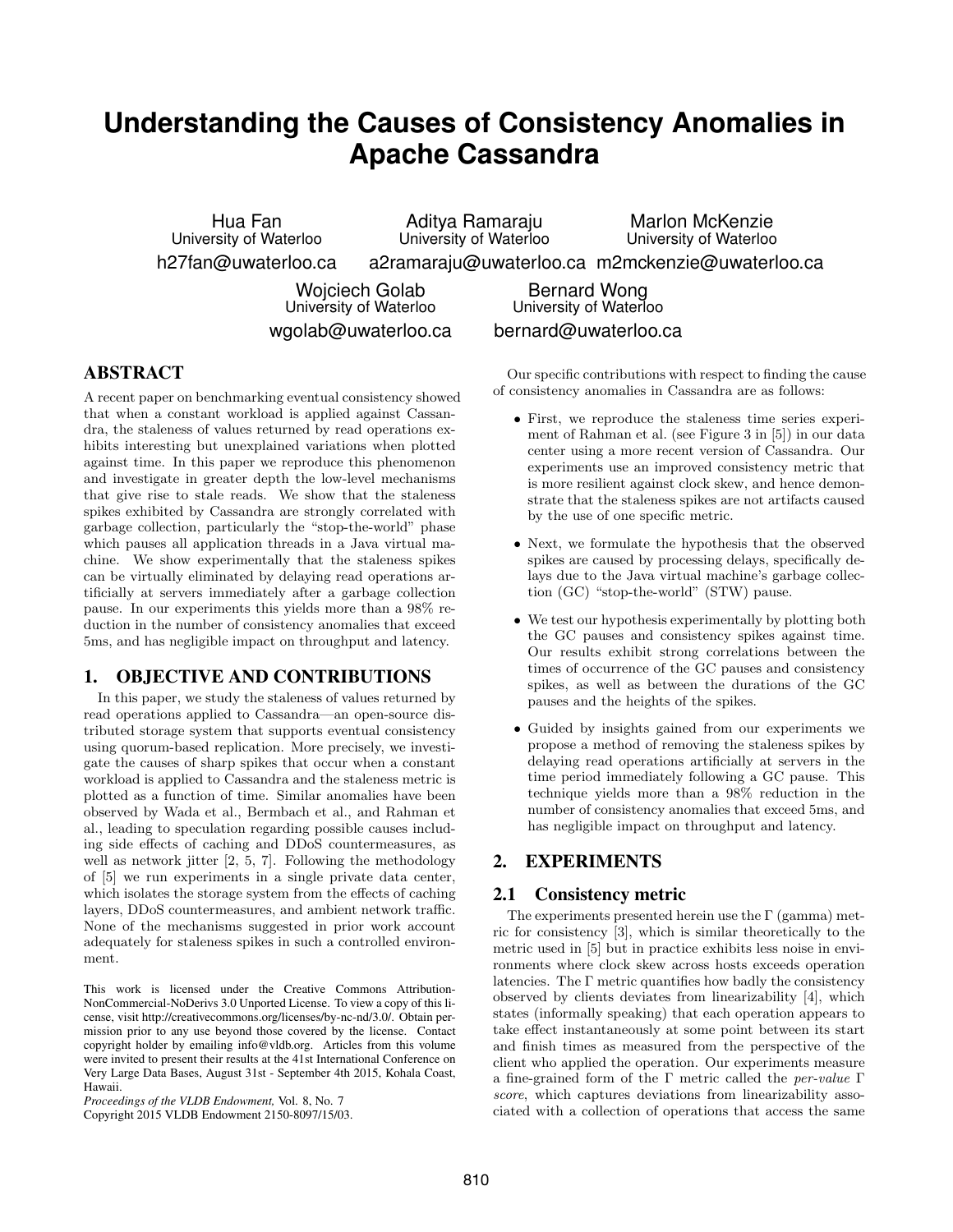# Understanding the Causes of Consistency Anomalies in Apache Cassandra

Hua Fan
University of Waterloo
h27fan@uwaterloo.ca

Aditya Ramaraju
University of Waterloo
a2ramaraju@uwaterloo.ca

Marlon McKenzie
University of Waterloo
m2mckenzie@uwaterloo.ca

Wojciech Golab
University of Waterloo
wgolab@uwaterloo.ca

Bernard Wong
University of Waterloo
bernard@uwaterloo.ca

## ABSTRACT

A recent paper on benchmarking eventual consistency showed that when a constant workload is applied against Cassandra, the staleness of values returned by read operations exhibits interesting but unexplained variations when plotted against time. In this paper we reproduce this phenomenon and investigate in greater depth the low-level mechanisms that give rise to stale reads. We show that the staleness spikes exhibited by Cassandra are strongly correlated with garbage collection, particularly the "stop-the-world" phase which pauses all application threads in a Java virtual machine. We show experimentally that the staleness spikes can be virtually eliminated by delaying read operations artificially at servers immediately after a garbage collection pause. In our experiments this yields more than a 98% reduction in the number of consistency anomalies that exceed 5ms, and has negligible impact on throughput and latency.

## 1. OBJECTIVE AND CONTRIBUTIONS

In this paper, we study the staleness of values returned by read operations applied to Cassandra—an open-source distributed storage system that supports eventual consistency using quorum-based replication. More precisely, we investigate the causes of sharp spikes that occur when a constant workload is applied to Cassandra and the staleness metric is plotted as a function of time. Similar anomalies have been observed by Wada et al., Bermbach et al., and Rahman et al., leading to speculation regarding possible causes including side effects of caching and DDoS countermeasures, as well as network jitter [2, 5, 7]. Following the methodology of [5] we run experiments in a single private data center, which isolates the storage system from the effects of caching layers, DDoS countermeasures, and ambient network traffic. None of the mechanisms suggested in prior work account adequately for staleness spikes in such a controlled environment.

This work is licensed under the Creative Commons Attribution-NonCommercial-NoDerivs 3.0 Unported License. To view a copy of this license, visit http://creativecommons.org/licenses/by-nc-nd/3.0/. Obtain permission prior to any use beyond those covered by the license. Contact copyright holder by emailing info@vldb.org. Articles from this volume were invited to present their results at the 41st International Conference on Very Large Data Bases, August 31st - September 4th 2015, Kohala Coast, Hawaii.
*Proceedings of the VLDB Endowment,* Vol. 8, No. 7
Copyright 2015 VLDB Endowment 2150-8097/15/03.

Our specific contributions with respect to finding the cause of consistency anomalies in Cassandra are as follows:

- First, we reproduce the staleness time series experiment of Rahman et al. (see Figure 3 in [5]) in our data center using a more recent version of Cassandra. Our experiments use an improved consistency metric that is more resilient against clock skew, and hence demonstrate that the staleness spikes are not artifacts caused by the use of one specific metric.
- Next, we formulate the hypothesis that the observed spikes are caused by processing delays, specifically delays due to the Java virtual machine's garbage collection (GC) "stop-the-world" (STW) pause.
- We test our hypothesis experimentally by plotting both the GC pauses and consistency spikes against time. Our results exhibit strong correlations between the times of occurrence of the GC pauses and consistency spikes, as well as between the durations of the GC pauses and the heights of the spikes.
- Guided by insights gained from our experiments we propose a method of removing the staleness spikes by delaying read operations artificially at servers in the time period immediately following a GC pause. This technique yields more than a 98% reduction in the number of consistency anomalies that exceed 5ms, and has negligible impact on throughput and latency.

## 2. EXPERIMENTS

### 2.1 Consistency metric

The experiments presented herein use the $\Gamma$ (gamma) metric for consistency [3], which is similar theoretically to the metric used in [5] but in practice exhibits less noise in environments where clock skew across hosts exceeds operation latencies. The $\Gamma$ metric quantifies how badly the consistency observed by clients deviates from linearizability [4], which states (informally speaking) that each operation appears to take effect instantaneously at some point between its start and finish times as measured from the perspective of the client who applied the operation. Our experiments measure a fine-grained form of the $\Gamma$ metric called the *per-value* $\Gamma$ *score*, which captures deviations from linearizability associated with a collection of operations that access the same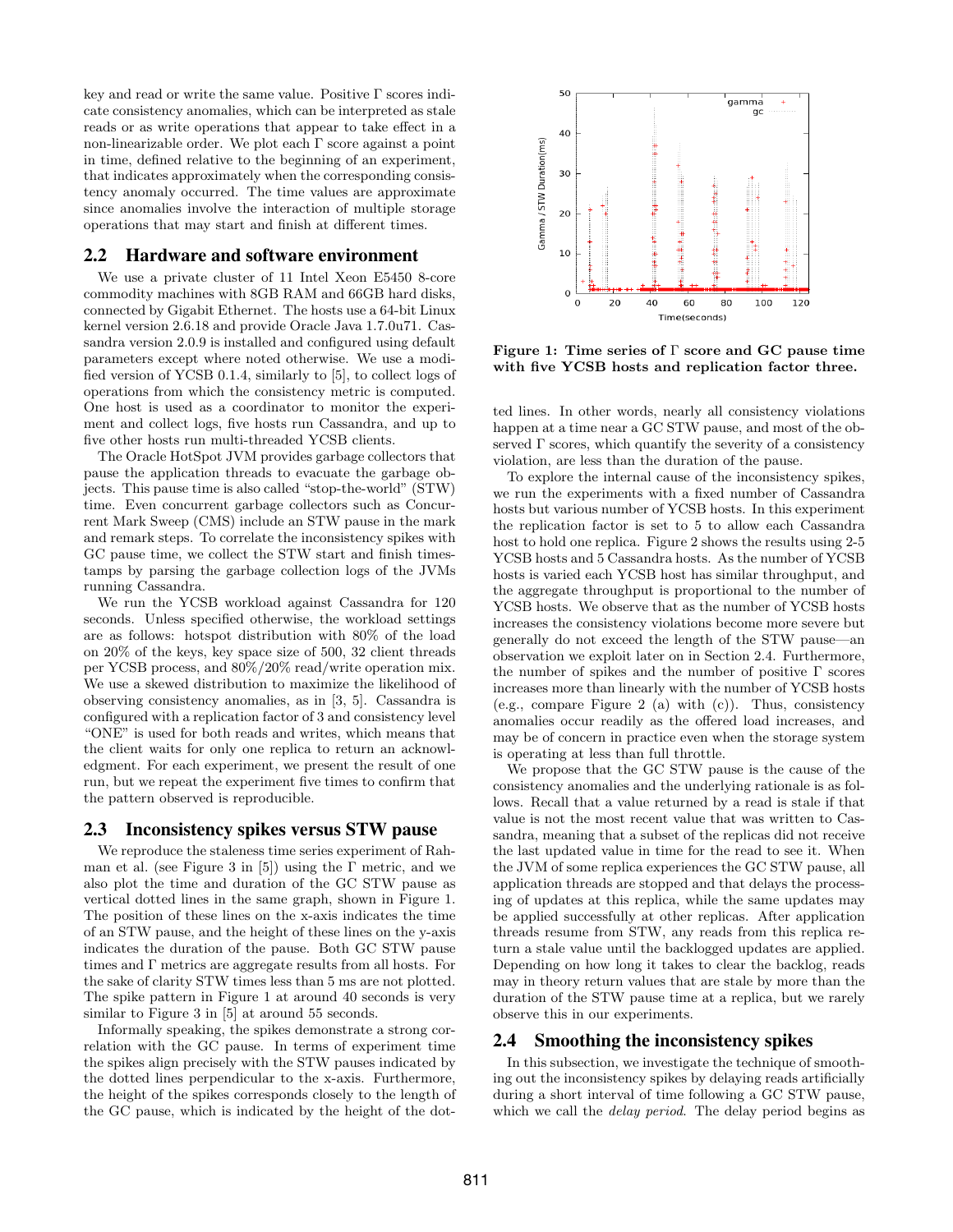key and read or write the same value. Positive Γ scores indicate consistency anomalies, which can be interpreted as stale reads or as write operations that appear to take effect in a non-linearizable order. We plot each Γ score against a point in time, defined relative to the beginning of an experiment, that indicates approximately when the corresponding consistency anomaly occurred. The time values are approximate since anomalies involve the interaction of multiple storage operations that may start and finish at different times.

## 2.2 Hardware and software environment

We use a private cluster of 11 Intel Xeon E5450 8-core commodity machines with 8GB RAM and 66GB hard disks, connected by Gigabit Ethernet. The hosts use a 64-bit Linux kernel version 2.6.18 and provide Oracle Java 1.7.0u71. Cassandra version 2.0.9 is installed and configured using default parameters except where noted otherwise. We use a modified version of YCSB 0.1.4, similarly to [5], to collect logs of operations from which the consistency metric is computed. One host is used as a coordinator to monitor the experiment and collect logs, five hosts run Cassandra, and up to five other hosts run multi-threaded YCSB clients.

The Oracle HotSpot JVM provides garbage collectors that pause the application threads to evacuate the garbage objects. This pause time is also called "stop-the-world" (STW) time. Even concurrent garbage collectors such as Concurrent Mark Sweep (CMS) include an STW pause in the mark and remark steps. To correlate the inconsistency spikes with GC pause time, we collect the STW start and finish timestamps by parsing the garbage collection logs of the JVMs running Cassandra.

We run the YCSB workload against Cassandra for 120 seconds. Unless specified otherwise, the workload settings are as follows: hotspot distribution with 80% of the load on 20% of the keys, key space size of 500, 32 client threads per YCSB process, and 80%/20% read/write operation mix. We use a skewed distribution to maximize the likelihood of observing consistency anomalies, as in [3, 5]. Cassandra is configured with a replication factor of 3 and consistency level "ONE" is used for both reads and writes, which means that the client waits for only one replica to return an acknowledgement. For each experiment, we present the result of one run, but we repeat the experiment five times to confirm that the pattern observed is reproducible.

## 2.3 Inconsistency spikes versus STW pause

We reproduce the staleness time series experiment of Rahman et al. (see Figure 3 in [5]) using the Γ metric, and we also plot the time and duration of the GC STW pause as vertical dotted lines in the same graph, shown in Figure 1. The position of these lines on the x-axis indicates the time of an STW pause, and the height of these lines on the y-axis indicates the duration of the pause. Both GC STW pause times and Γ metrics are aggregate results from all hosts. For the sake of clarity STW times less than 5 ms are not plotted. The spike pattern in Figure 1 at around 40 seconds is very similar to Figure 3 in [5] at around 55 seconds.

Informally speaking, the spikes demonstrate a strong correlation with the GC pause. In terms of experiment time the spikes align precisely with the STW pauses indicated by the dotted lines perpendicular to the x-axis. Furthermore, the height of the spikes corresponds closely to the length of the GC pause, which is indicated by the height of the dotted lines. In other words, nearly all consistency violations happen at a time near a GC STW pause, and most of the observed Γ scores, which quantify the severity of a consistency violation, are less than the duration of the pause.

**Figure 1: Time series of Γ score and GC pause time with five YCSB hosts and replication factor three.**

To explore the internal cause of the inconsistency spikes, we run the experiments with a fixed number of Cassandra hosts but various number of YCSB hosts. In this experiment the replication factor is set to 5 to allow each Cassandra host to hold one replica. Figure 2 shows the results using 2-5 YCSB hosts and 5 Cassandra hosts. As the number of YCSB hosts is varied each YCSB host has similar throughput, and the aggregate throughput is proportional to the number of YCSB hosts. We observe that as the number of YCSB hosts increases the consistency violations become more severe but generally do not exceed the length of the STW pause—an observation we exploit later on in Section 2.4. Furthermore, the number of spikes and the number of positive Γ scores increases more than linearly with the number of YCSB hosts (e.g., compare Figure 2 (a) with (c)). Thus, consistency anomalies occur readily as the offered load increases, and may be of concern in practice even when the storage system is operating at less than full throttle.

We propose that the GC STW pause is the cause of the consistency anomalies and the underlying rationale is as follows. Recall that a value returned by a read is stale if that value is not the most recent value that was written to Cassandra, meaning that a subset of the replicas did not receive the last updated value in time for the read to see it. When the JVM of some replica experiences the GC STW pause, all application threads are stopped and that delays the processing of updates at this replica, while the same updates may be applied successfully at other replicas. After application threads resume from STW, any reads from this replica return a stale value until the backlogged updates are applied. Depending on how long it takes to clear the backlog, reads may in theory return values that are stale by more than the duration of the STW pause time at a replica, but we rarely observe this in our experiments.

## 2.4 Smoothing the inconsistency spikes

In this subsection, we investigate the technique of smoothing out the inconsistency spikes by delaying reads artificially during a short interval of time following a GC STW pause, which we call the *delay period*. The delay period begins as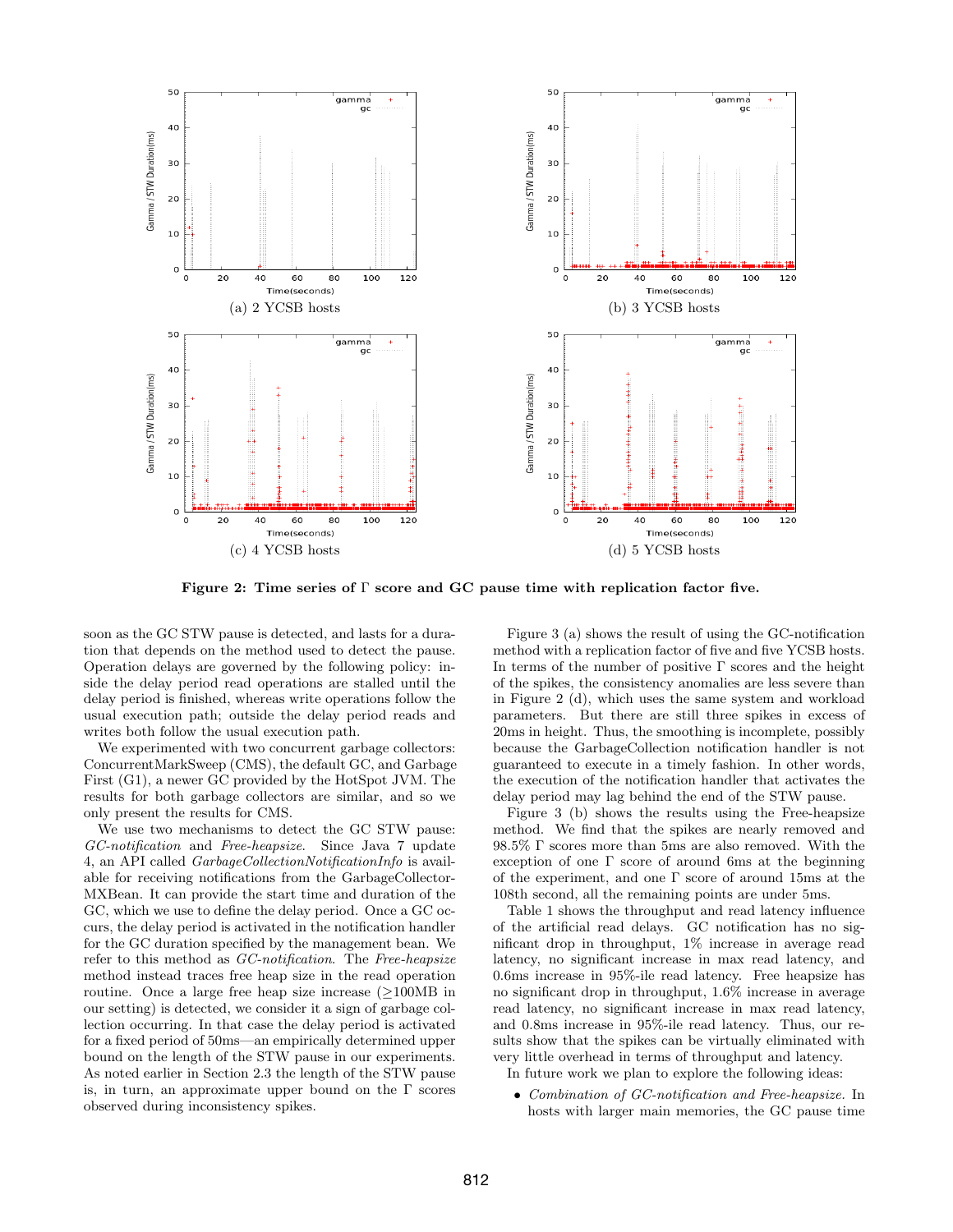Figure 2: Time series of Γ score and GC pause time with replication factor five.

(a) 2 YCSB hosts

(b) 3 YCSB hosts

(c) 4 YCSB hosts

(d) 5 YCSB hosts

soon as the GC STW pause is detected, and lasts for a duration that depends on the method used to detect the pause. Operation delays are governed by the following policy: inside the delay period read operations are stalled until the delay period is finished, whereas write operations follow the usual execution path; outside the delay period reads and writes both follow the usual execution path.

We experimented with two concurrent garbage collectors: ConcurrentMarkSweep (CMS), the default GC, and Garbage First (G1), a newer GC provided by the HotSpot JVM. The results for both garbage collectors are similar, and so we only present the results for CMS.

We use two mechanisms to detect the GC STW pause: *GC-notification* and *Free-heapsize*. Since Java 7 update 4, an API called *GarbageCollectionNotificationInfo* is available for receiving notifications from the GarbageCollectorMXBean. It can provide the start time and duration of the GC, which we use to define the delay period. Once a GC occurs, the delay period is activated in the notification handler for the GC duration specified by the management bean. We refer to this method as *GC-notification*. The *Free-heapsize* method instead traces free heap size in the read operation routine. Once a large free heap size increase (≥100MB in our setting) is detected, we consider it a sign of garbage collection occurring. In that case the delay period is activated for a fixed period of 50ms—an empirically determined upper bound on the length of the STW pause in our experiments. As noted earlier in Section 2.3 the length of the STW pause is, in turn, an approximate upper bound on the Γ scores observed during inconsistency spikes.

Figure 3 (a) shows the result of using the GC-notification method with a replication factor of five and five YCSB hosts. In terms of the number of positive Γ scores and the height of the spikes, the consistency anomalies are less severe than in Figure 2 (d), which uses the same system and workload parameters. But there are still three spikes in excess of 20ms in height. Thus, the smoothing is incomplete, possibly because the GarbageCollection notification handler is not guaranteed to execute in a timely fashion. In other words, the execution of the notification handler that activates the delay period may lag behind the end of the STW pause.

Figure 3 (b) shows the results using the Free-heapsize method. We find that the spikes are nearly removed and 98.5% Γ scores more than 5ms are also removed. With the exception of one Γ score of around 6ms at the beginning of the experiment, and one Γ score of around 15ms at the 108th second, all the remaining points are under 5ms.

Table 1 shows the throughput and read latency influence of the artificial read delays. GC notification has no significant drop in throughput, 1% increase in average read latency, no significant increase in max read latency, and 0.6ms increase in 95%-ile read latency. Free heapsize has no significant drop in throughput, 1.6% increase in average read latency, no significant increase in max read latency, and 0.8ms increase in 95%-ile read latency. Thus, our results show that the spikes can be virtually eliminated with very little overhead in terms of throughput and latency.

In future work we plan to explore the following ideas:

- *Combination of GC-notification and Free-heapsize.* In hosts with larger main memories, the GC pause time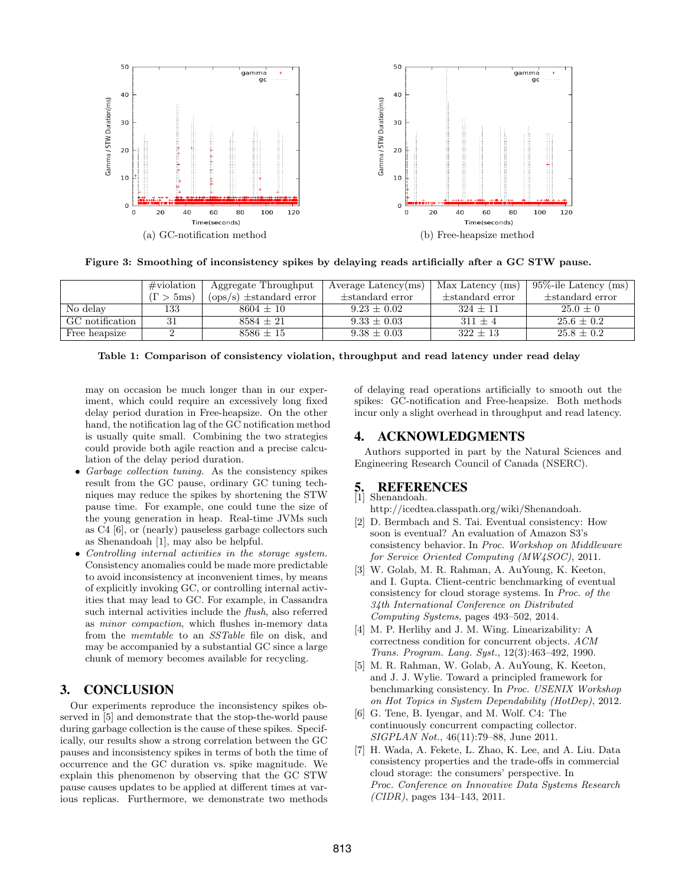50
40
30
20
10
0

Gamma / STW Duration(ms)

0 20 40 60 80 100 120

Time(seconds)

gamma +
gc

(a) GC-notification method

50
40
30
20
10
0

Gamma / STW Duration(ms)

0 20 40 60 80 100 120

Time(seconds)

gamma +
gc

(b) Free-heapsize method

**Figure 3: Smoothing of inconsistency spikes by delaying reads artificially after a GC STW pause.**

| | #violation ($\Gamma > 5$ms) | Aggregate Throughput (ops/s) ±standard error | Average Latency(ms) ±standard error | Max Latency (ms) ±standard error | 95%-ile Latency (ms) ±standard error |
|---|---|---|---|---|---|
| No delay | 133 | 8604 ± 10 | 9.23 ± 0.02 | 324 ± 11 | 25.0 ± 0 |
| GC notification | 31 | 8584 ± 21 | 9.33 ± 0.03 | 311 ± 4 | 25.6 ± 0.2 |
| Free heapsize | 2 | 8586 ± 15 | 9.38 ± 0.03 | 322 ± 13 | 25.8 ± 0.2 |

**Table 1: Comparison of consistency violation, throughput and read latency under read delay**

may on occasion be much longer than in our experiment, which could require an excessively long fixed delay period duration in Free-heapsize. On the other hand, the notification lag of the GC notification method is usually quite small. Combining the two strategies could provide both agile reaction and a precise calculation of the delay period duration.

- *Garbage collection tuning.* As the consistency spikes result from the GC pause, ordinary GC tuning techniques may reduce the spikes by shortening the STW pause time. For example, one could tune the size of the young generation in heap. Real-time JVMs such as C4 [6], or (nearly) pauseless garbage collectors such as Shenandoah [1], may also be helpful.
- *Controlling internal activities in the storage system.* Consistency anomalies could be made more predictable to avoid inconsistency at inconvenient times, by means of explicitly invoking GC, or controlling internal activities that may lead to GC. For example, in Cassandra such internal activities include the *flush*, also referred as *minor compaction*, which flushes in-memory data from the *memtable* to an *SSTable* file on disk, and may be accompanied by a substantial GC since a large chunk of memory becomes available for recycling.

## 3. CONCLUSION

Our experiments reproduce the inconsistency spikes observed in [5] and demonstrate that the stop-the-world pause during garbage collection is the cause of these spikes. Specifically, our results show a strong correlation between the GC pauses and inconsistency spikes in terms of both the time of occurrence and the GC duration vs. spike magnitude. We explain this phenomenon by observing that the GC STW pause causes updates to be applied at different times at various replicas. Furthermore, we demonstrate two methods of delaying read operations artificially to smooth out the spikes: GC-notification and Free-heapsize. Both methods incur only a slight overhead in throughput and read latency.

## 4. ACKNOWLEDGMENTS

Authors supported in part by the Natural Sciences and Engineering Research Council of Canada (NSERC).

## 5. REFERENCES

[1] Shenandoah. http://icedtea.classpath.org/wiki/Shenandoah.

[2] D. Bermbach and S. Tai. Eventual consistency: How soon is eventual? An evaluation of Amazon S3's consistency behavior. In *Proc. Workshop on Middleware for Service Oriented Computing (MW4SOC)*, 2011.

[3] W. Golab, M. R. Rahman, A. AuYoung, K. Keeton, and I. Gupta. Client-centric benchmarking of eventual consistency for cloud storage systems. In *Proc. of the 34th International Conference on Distributed Computing Systems*, pages 493–502, 2014.

[4] M. P. Herlihy and J. M. Wing. Linearizability: A correctness condition for concurrent objects. *ACM Trans. Program. Lang. Syst.*, 12(3):463–492, 1990.

[5] M. R. Rahman, W. Golab, A. AuYoung, K. Keeton, and J. J. Wylie. Toward a principled framework for benchmarking consistency. In *Proc. USENIX Workshop on Hot Topics in System Dependability (HotDep)*, 2012.

[6] G. Tene, B. Iyengar, and M. Wolf. C4: The continuously concurrent compacting collector. *SIGPLAN Not.*, 46(11):79–88, June 2011.

[7] H. Wada, A. Fekete, L. Zhao, K. Lee, and A. Liu. Data consistency properties and the trade-offs in commercial cloud storage: the consumers' perspective. In *Proc. Conference on Innovative Data Systems Research (CIDR)*, pages 134–143, 2011.